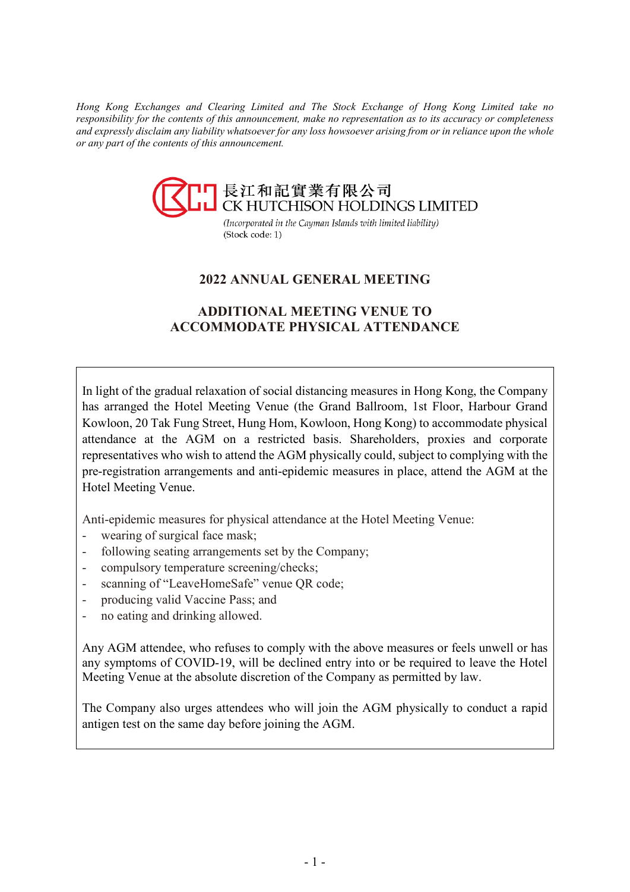*Hong Kong Exchanges and Clearing Limited and The Stock Exchange of Hong Kong Limited take no responsibility for the contents of this announcement, make no representation as to its accuracy or completeness and expressly disclaim any liability whatsoever for any loss howsoever arising from or in reliance upon the whole or any part of the contents of this announcement.*

長江和記實業有限公司
CK HUTCHISON HOLDINGS LIMITED

*(Incorporated in the Cayman Islands with limited liability)*
(Stock code: 1)

# 2022 ANNUAL GENERAL MEETING

## ADDITIONAL MEETING VENUE TO ACCOMMODATE PHYSICAL ATTENDANCE

In light of the gradual relaxation of social distancing measures in Hong Kong, the Company has arranged the Hotel Meeting Venue (the Grand Ballroom, 1st Floor, Harbour Grand Kowloon, 20 Tak Fung Street, Hung Hom, Kowloon, Hong Kong) to accommodate physical attendance at the AGM on a restricted basis. Shareholders, proxies and corporate representatives who wish to attend the AGM physically could, subject to complying with the pre-registration arrangements and anti-epidemic measures in place, attend the AGM at the Hotel Meeting Venue.

Anti-epidemic measures for physical attendance at the Hotel Meeting Venue:

- wearing of surgical face mask;
- following seating arrangements set by the Company;
- compulsory temperature screening/checks;
- scanning of "LeaveHomeSafe" venue QR code;
- producing valid Vaccine Pass; and
- no eating and drinking allowed.

Any AGM attendee, who refuses to comply with the above measures or feels unwell or has any symptoms of COVID-19, will be declined entry into or be required to leave the Hotel Meeting Venue at the absolute discretion of the Company as permitted by law.

The Company also urges attendees who will join the AGM physically to conduct a rapid antigen test on the same day before joining the AGM.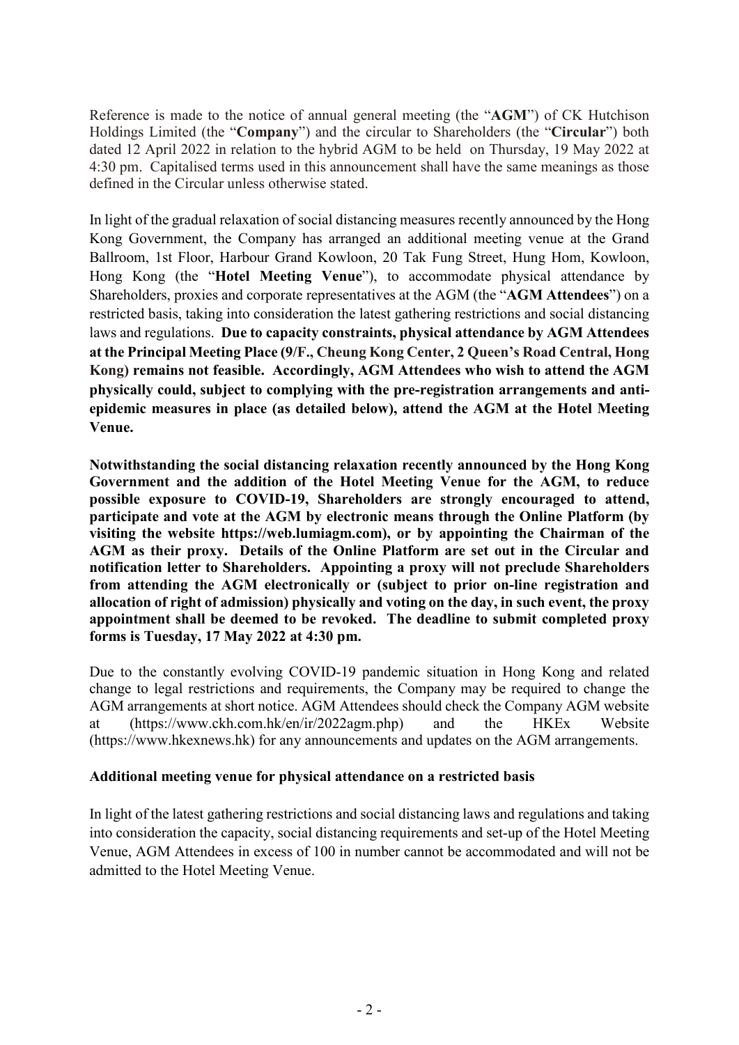Reference is made to the notice of annual general meeting (the "**AGM**") of CK Hutchison Holdings Limited (the "**Company**") and the circular to Shareholders (the "**Circular**") both dated 12 April 2022 in relation to the hybrid AGM to be held on Thursday, 19 May 2022 at 4:30 pm. Capitalised terms used in this announcement shall have the same meanings as those defined in the Circular unless otherwise stated.

In light of the gradual relaxation of social distancing measures recently announced by the Hong Kong Government, the Company has arranged an additional meeting venue at the Grand Ballroom, 1st Floor, Harbour Grand Kowloon, 20 Tak Fung Street, Hung Hom, Kowloon, Hong Kong (the "**Hotel Meeting Venue**"), to accommodate physical attendance by Shareholders, proxies and corporate representatives at the AGM (the "**AGM Attendees**") on a restricted basis, taking into consideration the latest gathering restrictions and social distancing laws and regulations. **Due to capacity constraints, physical attendance by AGM Attendees at the Principal Meeting Place (9/F., Cheung Kong Center, 2 Queen's Road Central, Hong Kong) remains not feasible. Accordingly, AGM Attendees who wish to attend the AGM physically could, subject to complying with the pre-registration arrangements and anti-epidemic measures in place (as detailed below), attend the AGM at the Hotel Meeting Venue.**

**Notwithstanding the social distancing relaxation recently announced by the Hong Kong Government and the addition of the Hotel Meeting Venue for the AGM, to reduce possible exposure to COVID-19, Shareholders are strongly encouraged to attend, participate and vote at the AGM by electronic means through the Online Platform (by visiting the website https://web.lumiagm.com), or by appointing the Chairman of the AGM as their proxy. Details of the Online Platform are set out in the Circular and notification letter to Shareholders. Appointing a proxy will not preclude Shareholders from attending the AGM electronically or (subject to prior on-line registration and allocation of right of admission) physically and voting on the day, in such event, the proxy appointment shall be deemed to be revoked. The deadline to submit completed proxy forms is Tuesday, 17 May 2022 at 4:30 pm.**

Due to the constantly evolving COVID-19 pandemic situation in Hong Kong and related change to legal restrictions and requirements, the Company may be required to change the AGM arrangements at short notice. AGM Attendees should check the Company AGM website at (https://www.ckh.com.hk/en/ir/2022agm.php) and the HKEx Website (https://www.hkexnews.hk) for any announcements and updates on the AGM arrangements.

**Additional meeting venue for physical attendance on a restricted basis**

In light of the latest gathering restrictions and social distancing laws and regulations and taking into consideration the capacity, social distancing requirements and set-up of the Hotel Meeting Venue, AGM Attendees in excess of 100 in number cannot be accommodated and will not be admitted to the Hotel Meeting Venue.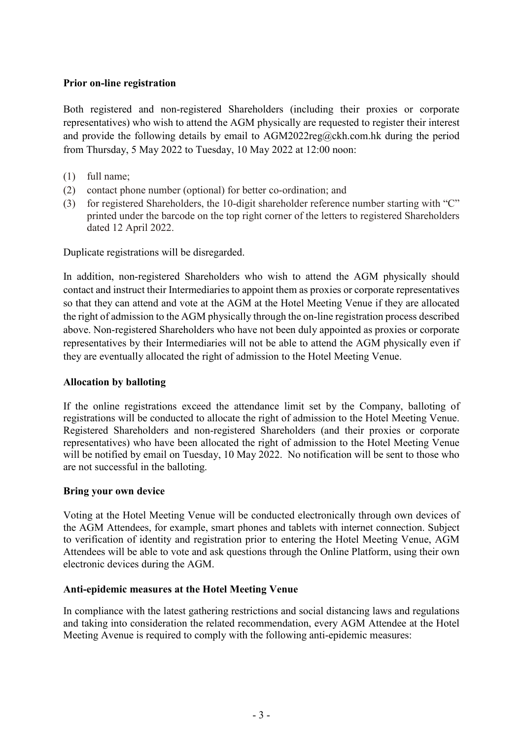**Prior on-line registration**

Both registered and non-registered Shareholders (including their proxies or corporate representatives) who wish to attend the AGM physically are requested to register their interest and provide the following details by email to AGM2022reg@ckh.com.hk during the period from Thursday, 5 May 2022 to Tuesday, 10 May 2022 at 12:00 noon:

(1) full name;
(2) contact phone number (optional) for better co-ordination; and
(3) for registered Shareholders, the 10-digit shareholder reference number starting with "C" printed under the barcode on the top right corner of the letters to registered Shareholders dated 12 April 2022.

Duplicate registrations will be disregarded.

In addition, non-registered Shareholders who wish to attend the AGM physically should contact and instruct their Intermediaries to appoint them as proxies or corporate representatives so that they can attend and vote at the AGM at the Hotel Meeting Venue if they are allocated the right of admission to the AGM physically through the on-line registration process described above. Non-registered Shareholders who have not been duly appointed as proxies or corporate representatives by their Intermediaries will not be able to attend the AGM physically even if they are eventually allocated the right of admission to the Hotel Meeting Venue.

**Allocation by balloting**

If the online registrations exceed the attendance limit set by the Company, balloting of registrations will be conducted to allocate the right of admission to the Hotel Meeting Venue. Registered Shareholders and non-registered Shareholders (and their proxies or corporate representatives) who have been allocated the right of admission to the Hotel Meeting Venue will be notified by email on Tuesday, 10 May 2022. No notification will be sent to those who are not successful in the balloting.

**Bring your own device**

Voting at the Hotel Meeting Venue will be conducted electronically through own devices of the AGM Attendees, for example, smart phones and tablets with internet connection. Subject to verification of identity and registration prior to entering the Hotel Meeting Venue, AGM Attendees will be able to vote and ask questions through the Online Platform, using their own electronic devices during the AGM.

**Anti-epidemic measures at the Hotel Meeting Venue**

In compliance with the latest gathering restrictions and social distancing laws and regulations and taking into consideration the related recommendation, every AGM Attendee at the Hotel Meeting Avenue is required to comply with the following anti-epidemic measures: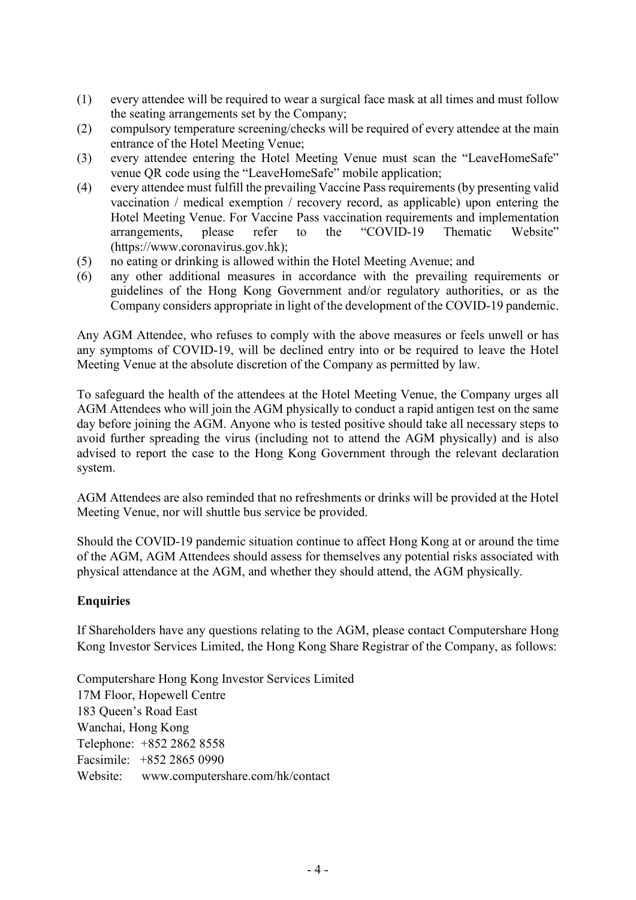(1) every attendee will be required to wear a surgical face mask at all times and must follow the seating arrangements set by the Company;
(2) compulsory temperature screening/checks will be required of every attendee at the main entrance of the Hotel Meeting Venue;
(3) every attendee entering the Hotel Meeting Venue must scan the "LeaveHomeSafe" venue QR code using the "LeaveHomeSafe" mobile application;
(4) every attendee must fulfill the prevailing Vaccine Pass requirements (by presenting valid vaccination / medical exemption / recovery record, as applicable) upon entering the Hotel Meeting Venue. For Vaccine Pass vaccination requirements and implementation arrangements, please refer to the "COVID-19 Thematic Website" (https://www.coronavirus.gov.hk);
(5) no eating or drinking is allowed within the Hotel Meeting Avenue; and
(6) any other additional measures in accordance with the prevailing requirements or guidelines of the Hong Kong Government and/or regulatory authorities, or as the Company considers appropriate in light of the development of the COVID-19 pandemic.

Any AGM Attendee, who refuses to comply with the above measures or feels unwell or has any symptoms of COVID-19, will be declined entry into or be required to leave the Hotel Meeting Venue at the absolute discretion of the Company as permitted by law.

To safeguard the health of the attendees at the Hotel Meeting Venue, the Company urges all AGM Attendees who will join the AGM physically to conduct a rapid antigen test on the same day before joining the AGM. Anyone who is tested positive should take all necessary steps to avoid further spreading the virus (including not to attend the AGM physically) and is also advised to report the case to the Hong Kong Government through the relevant declaration system.

AGM Attendees are also reminded that no refreshments or drinks will be provided at the Hotel Meeting Venue, nor will shuttle bus service be provided.

Should the COVID-19 pandemic situation continue to affect Hong Kong at or around the time of the AGM, AGM Attendees should assess for themselves any potential risks associated with physical attendance at the AGM, and whether they should attend, the AGM physically.

**Enquiries**

If Shareholders have any questions relating to the AGM, please contact Computershare Hong Kong Investor Services Limited, the Hong Kong Share Registrar of the Company, as follows:

Computershare Hong Kong Investor Services Limited
17M Floor, Hopewell Centre
183 Queen's Road East
Wanchai, Hong Kong
Telephone: +852 2862 8558
Facsimile: +852 2865 0990
Website: www.computershare.com/hk/contact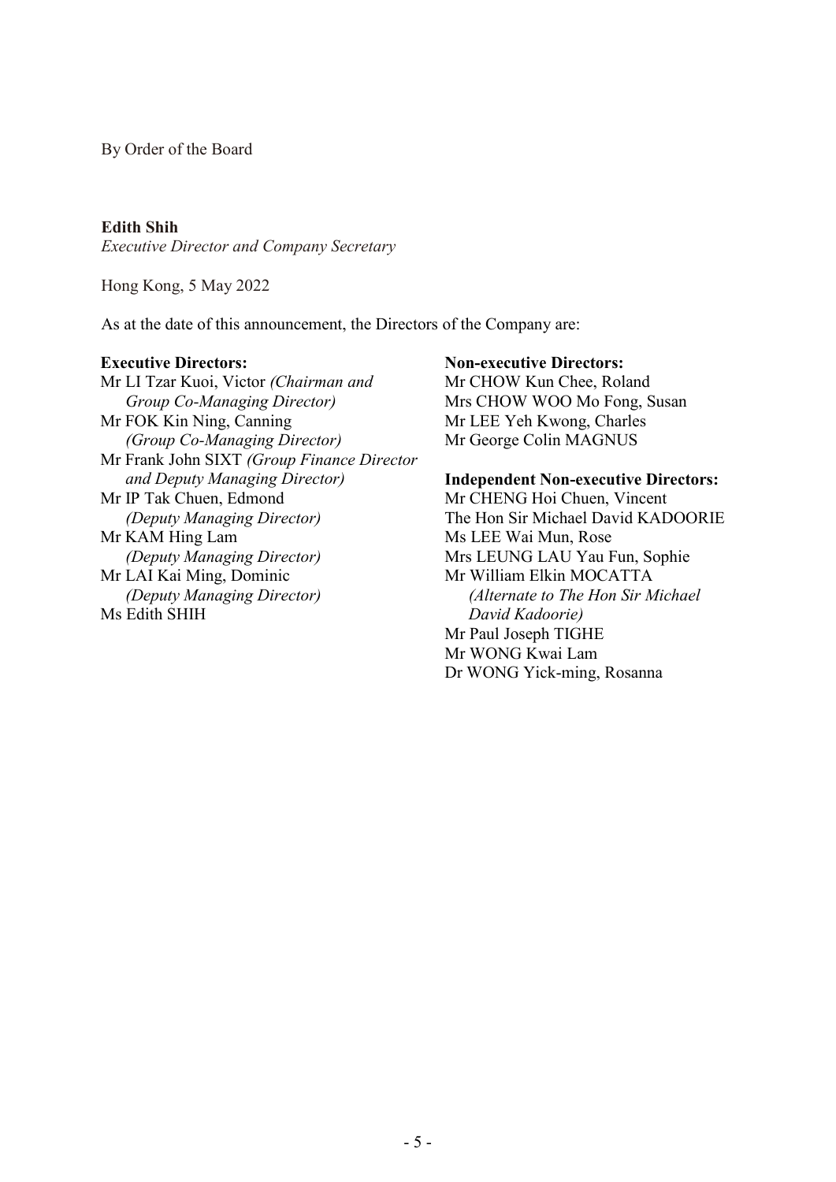By Order of the Board

**Edith Shih**
*Executive Director and Company Secretary*

Hong Kong, 5 May 2022

As at the date of this announcement, the Directors of the Company are:

**Executive Directors:**

Mr LI Tzar Kuoi, Victor *(Chairman and Group Co-Managing Director)*
Mr FOK Kin Ning, Canning *(Group Co-Managing Director)*
Mr Frank John SIXT *(Group Finance Director and Deputy Managing Director)*
Mr IP Tak Chuen, Edmond *(Deputy Managing Director)*
Mr KAM Hing Lam *(Deputy Managing Director)*
Mr LAI Kai Ming, Dominic *(Deputy Managing Director)*
Ms Edith SHIH

**Non-executive Directors:**

Mr CHOW Kun Chee, Roland
Mrs CHOW WOO Mo Fong, Susan
Mr LEE Yeh Kwong, Charles
Mr George Colin MAGNUS

**Independent Non-executive Directors:**

Mr CHENG Hoi Chuen, Vincent
The Hon Sir Michael David KADOORIE
Ms LEE Wai Mun, Rose
Mrs LEUNG LAU Yau Fun, Sophie
Mr William Elkin MOCATTA *(Alternate to The Hon Sir Michael David Kadoorie)*
Mr Paul Joseph TIGHE
Mr WONG Kwai Lam
Dr WONG Yick-ming, Rosanna